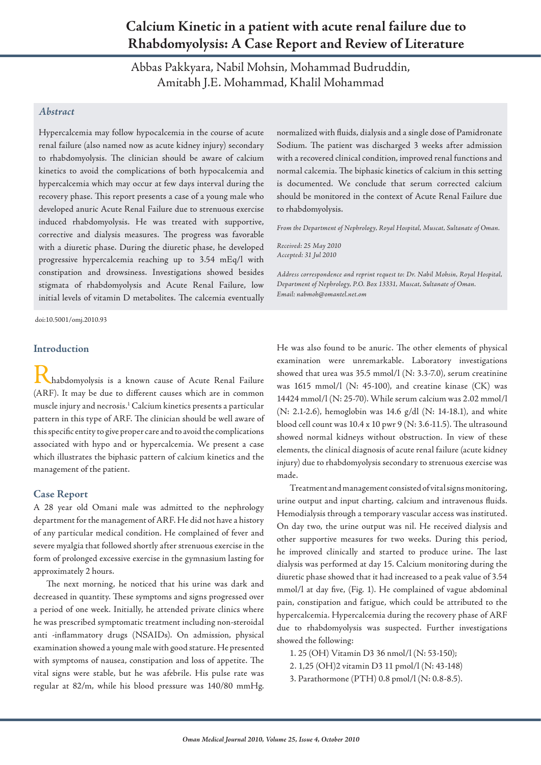# Calcium Kinetic in a patient with acute renal failure due to Rhabdomyolysis: A Case Report and Review of Literature

Abbas Pakkyara, Nabil Mohsin, Mohammad Budruddin, Amitabh J.E. Mohammad, Khalil Mohammad

### *Abstract*

Hypercalcemia may follow hypocalcemia in the course of acute renal failure (also named now as acute kidney injury) secondary to rhabdomyolysis. The clinician should be aware of calcium kinetics to avoid the complications of both hypocalcemia and hypercalcemia which may occur at few days interval during the recovery phase. This report presents a case of a young male who developed anuric Acute Renal Failure due to strenuous exercise induced rhabdomyolysis. He was treated with supportive, corrective and dialysis measures. The progress was favorable with a diuretic phase. During the diuretic phase, he developed progressive hypercalcemia reaching up to 3.54 mEq/l with constipation and drowsiness. Investigations showed besides stigmata of rhabdomyolysis and Acute Renal Failure, low initial levels of vitamin D metabolites. The calcemia eventually normalized with fluids, dialysis and a single dose of Pamidronate Sodium. The patient was discharged 3 weeks after admission with a recovered clinical condition, improved renal functions and normal calcemia. The biphasic kinetics of calcium in this setting is documented. We conclude that serum corrected calcium should be monitored in the context of Acute Renal Failure due to rhabdomyolysis.

*From the Department of Nephrology, Royal Hospital, Muscat, Sultanate of Oman.*

*Received: 25 May 2010*
*Accepted: 31 Jul 2010*

*Address correspondence and reprint request to: Dr. Nabil Mohsin, Royal Hospital, Department of Nephrology, P.O. Box 13331, Muscat, Sultanate of Oman.*
*Email: nabmoh@omantel.net.om*

doi:10.5001/omj.2010.93

## Introduction

Rhabdomyolysis is a known cause of Acute Renal Failure (ARF). It may be due to different causes which are in common muscle injury and necrosis.[1] Calcium kinetics presents a particular pattern in this type of ARF. The clinician should be well aware of this specific entity to give proper care and to avoid the complications associated with hypo and or hypercalcemia. We present a case which illustrates the biphasic pattern of calcium kinetics and the management of the patient.

## Case Report

A 28 year old Omani male was admitted to the nephrology department for the management of ARF. He did not have a history of any particular medical condition. He complained of fever and severe myalgia that followed shortly after strenuous exercise in the form of prolonged excessive exercise in the gymnasium lasting for approximately 2 hours.

The next morning, he noticed that his urine was dark and decreased in quantity. These symptoms and signs progressed over a period of one week. Initially, he attended private clinics where he was prescribed symptomatic treatment including non-steroidal anti -inflammatory drugs (NSAIDs). On admission, physical examination showed a young male with good stature. He presented with symptoms of nausea, constipation and loss of appetite. The vital signs were stable, but he was afebrile. His pulse rate was regular at 82/m, while his blood pressure was 140/80 mmHg. He was also found to be anuric. The other elements of physical examination were unremarkable. Laboratory investigations showed that urea was 35.5 mmol/l (N: 3.3-7.0), serum creatinine was 1615 mmol/l (N: 45-100), and creatine kinase (CK) was 14424 mmol/l (N: 25-70). While serum calcium was 2.02 mmol/l (N: 2.1-2.6), hemoglobin was 14.6 g/dl (N: 14-18.1), and white blood cell count was 10.4 x 10 pwr 9 (N: 3.6-11.5). The ultrasound showed normal kidneys without obstruction. In view of these elements, the clinical diagnosis of acute renal failure (acute kidney injury) due to rhabdomyolysis secondary to strenuous exercise was made.

Treatment and management consisted of vital signs monitoring, urine output and input charting, calcium and intravenous fluids. Hemodialysis through a temporary vascular access was instituted. On day two, the urine output was nil. He received dialysis and other supportive measures for two weeks. During this period, he improved clinically and started to produce urine. The last dialysis was performed at day 15. Calcium monitoring during the diuretic phase showed that it had increased to a peak value of 3.54 mmol/l at day five, (Fig. 1). He complained of vague abdominal pain, constipation and fatigue, which could be attributed to the hypercalcemia. Hypercalcemia during the recovery phase of ARF due to rhabdomyolysis was suspected. Further investigations showed the following:

1. 25 (OH) Vitamin D3 36 nmol/l (N: 53-150);
2. 1,25 (OH)2 vitamin D3 11 pmol/l (N: 43-148)
3. Parathormone (PTH) 0.8 pmol/l (N: 0.8-8.5).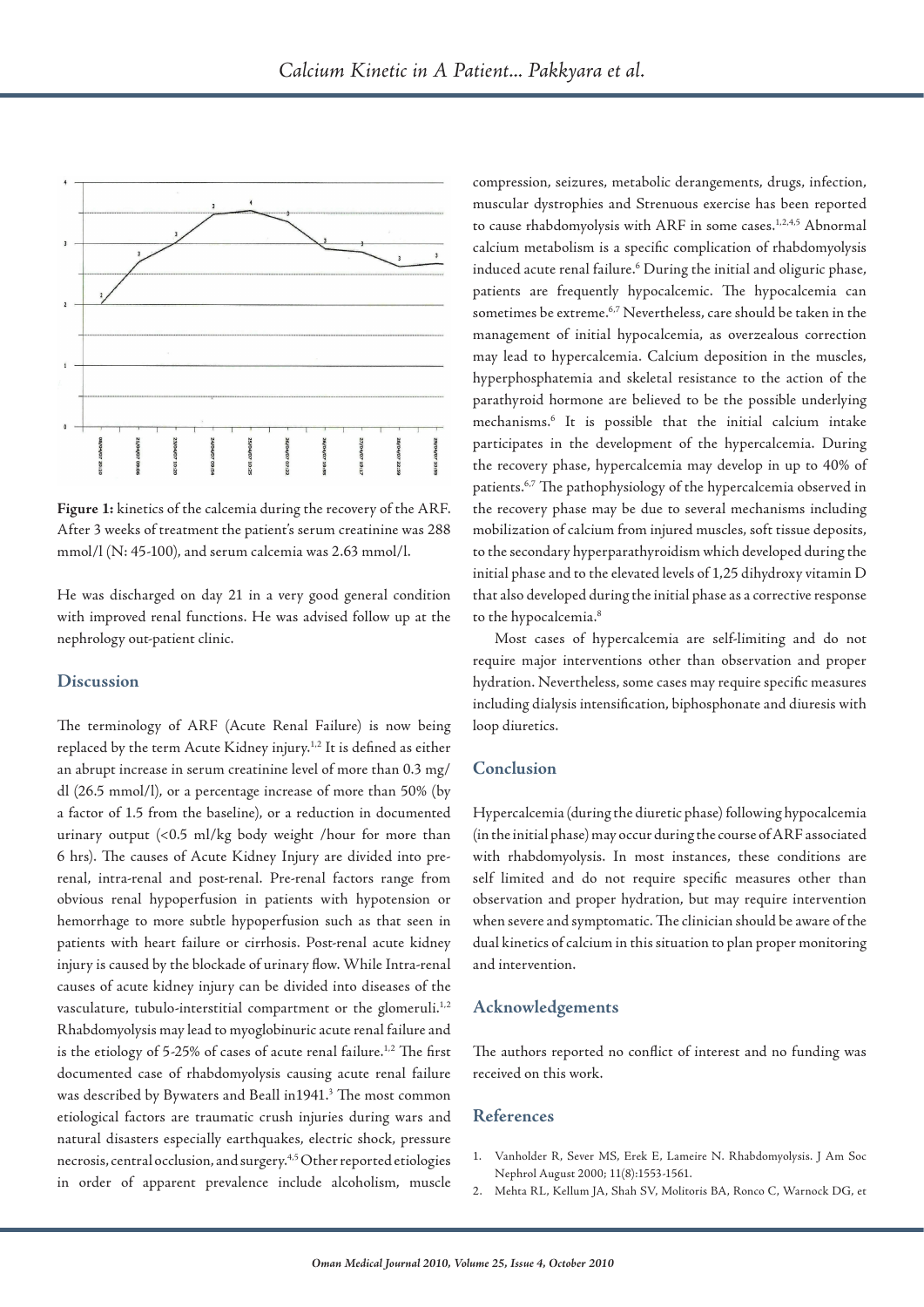**Figure 1:** kinetics of the calcemia during the recovery of the ARF. After 3 weeks of treatment the patient's serum creatinine was 288 mmol/l (N: 45-100), and serum calcemia was 2.63 mmol/l.

He was discharged on day 21 in a very good general condition with improved renal functions. He was advised follow up at the nephrology out-patient clinic.

## Discussion

The terminology of ARF (Acute Renal Failure) is now being replaced by the term Acute Kidney injury.[1,2] It is defined as either an abrupt increase in serum creatinine level of more than 0.3 mg/dl (26.5 mmol/l), or a percentage increase of more than 50% (by a factor of 1.5 from the baseline), or a reduction in documented urinary output (<0.5 ml/kg body weight /hour for more than 6 hrs). The causes of Acute Kidney Injury are divided into pre-renal, intra-renal and post-renal. Pre-renal factors range from obvious renal hypoperfusion in patients with hypotension or hemorrhage to more subtle hypoperfusion such as that seen in patients with heart failure or cirrhosis. Post-renal acute kidney injury is caused by the blockade of urinary flow. While Intra-renal causes of acute kidney injury can be divided into diseases of the vasculature, tubulo-interstitial compartment or the glomeruli.[1,2] Rhabdomyolysis may lead to myoglobinuric acute renal failure and is the etiology of 5-25% of cases of acute renal failure.[1,2] The first documented case of rhabdomyolysis causing acute renal failure was described by Bywaters and Beall in1941.[3] The most common etiological factors are traumatic crush injuries during wars and natural disasters especially earthquakes, electric shock, pressure necrosis, central occlusion, and surgery.[4,5] Other reported etiologies in order of apparent prevalence include alcoholism, muscle compression, seizures, metabolic derangements, drugs, infection, muscular dystrophies and Strenuous exercise has been reported to cause rhabdomyolysis with ARF in some cases.[1,2,4,5] Abnormal calcium metabolism is a specific complication of rhabdomyolysis induced acute renal failure.[6] During the initial and oliguric phase, patients are frequently hypocalcemic. The hypocalcemia can sometimes be extreme.[6,7] Nevertheless, care should be taken in the management of initial hypocalcemia, as overzealous correction may lead to hypercalcemia. Calcium deposition in the muscles, hyperphosphatemia and skeletal resistance to the action of the parathyroid hormone are believed to be the possible underlying mechanisms.[6] It is possible that the initial calcium intake participates in the development of the hypercalcemia. During the recovery phase, hypercalcemia may develop in up to 40% of patients.[6,7] The pathophysiology of the hypercalcemia observed in the recovery phase may be due to several mechanisms including mobilization of calcium from injured muscles, soft tissue deposits, to the secondary hyperparathyroidism which developed during the initial phase and to the elevated levels of 1,25 dihydroxy vitamin D that also developed during the initial phase as a corrective response to the hypocalcemia.[8]

Most cases of hypercalcemia are self-limiting and do not require major interventions other than observation and proper hydration. Nevertheless, some cases may require specific measures including dialysis intensification, biphosphonate and diuresis with loop diuretics.

## Conclusion

Hypercalcemia (during the diuretic phase) following hypocalcemia (in the initial phase) may occur during the course of ARF associated with rhabdomyolysis. In most instances, these conditions are self limited and do not require specific measures other than observation and proper hydration, but may require intervention when severe and symptomatic. The clinician should be aware of the dual kinetics of calcium in this situation to plan proper monitoring and intervention.

## Acknowledgements

The authors reported no conflict of interest and no funding was received on this work.

## References

1. Vanholder R, Sever MS, Erek E, Lameire N. Rhabdomyolysis. J Am Soc Nephrol August 2000; 11(8):1553-1561.
2. Mehta RL, Kellum JA, Shah SV, Molitoris BA, Ronco C, Warnock DG, et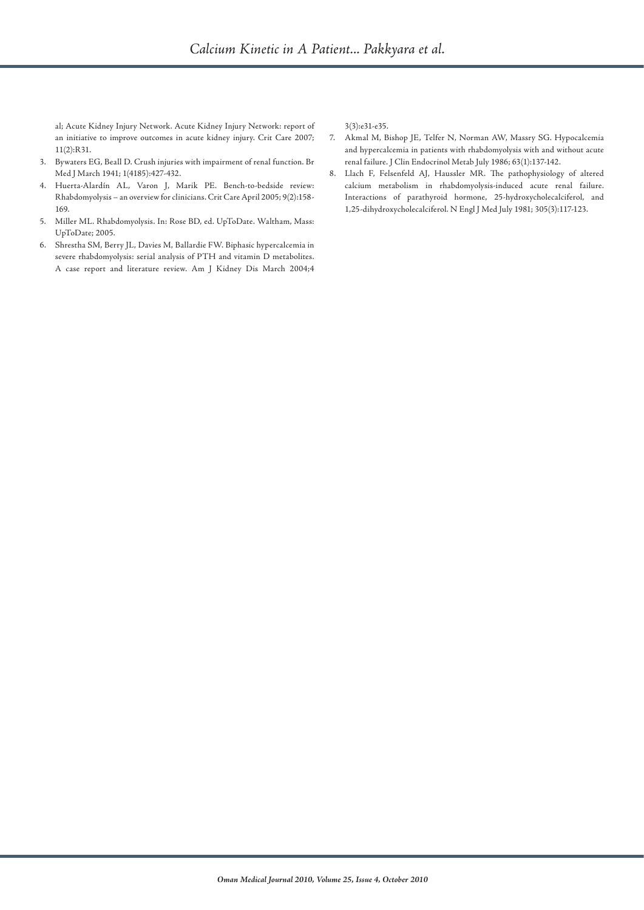al; Acute Kidney Injury Network. Acute Kidney Injury Network: report of an initiative to improve outcomes in acute kidney injury. Crit Care 2007; 11(2):R31.

3. Bywaters EG, Beall D. Crush injuries with impairment of renal function. Br Med J March 1941; 1(4185):427-432.
4. Huerta-Alardín AL, Varon J, Marik PE. Bench-to-bedside review: Rhabdomyolysis – an overview for clinicians. Crit Care April 2005; 9(2):158-169.
5. Miller ML. Rhabdomyolysis. In: Rose BD, ed. UpToDate. Waltham, Mass: UpToDate; 2005.
6. Shrestha SM, Berry JL, Davies M, Ballardie FW. Biphasic hypercalcemia in severe rhabdomyolysis: serial analysis of PTH and vitamin D metabolites. A case report and literature review. Am J Kidney Dis March 2004;43(3):e31-e35.
7. Akmal M, Bishop JE, Telfer N, Norman AW, Massry SG. Hypocalcemia and hypercalcemia in patients with rhabdomyolysis with and without acute renal failure. J Clin Endocrinol Metab July 1986; 63(1):137-142.
8. Llach F, Felsenfeld AJ, Haussler MR. The pathophysiology of altered calcium metabolism in rhabdomyolysis-induced acute renal failure. Interactions of parathyroid hormone, 25-hydroxycholecalciferol, and 1,25-dihydroxycholecalciferol. N Engl J Med July 1981; 305(3):117-123.